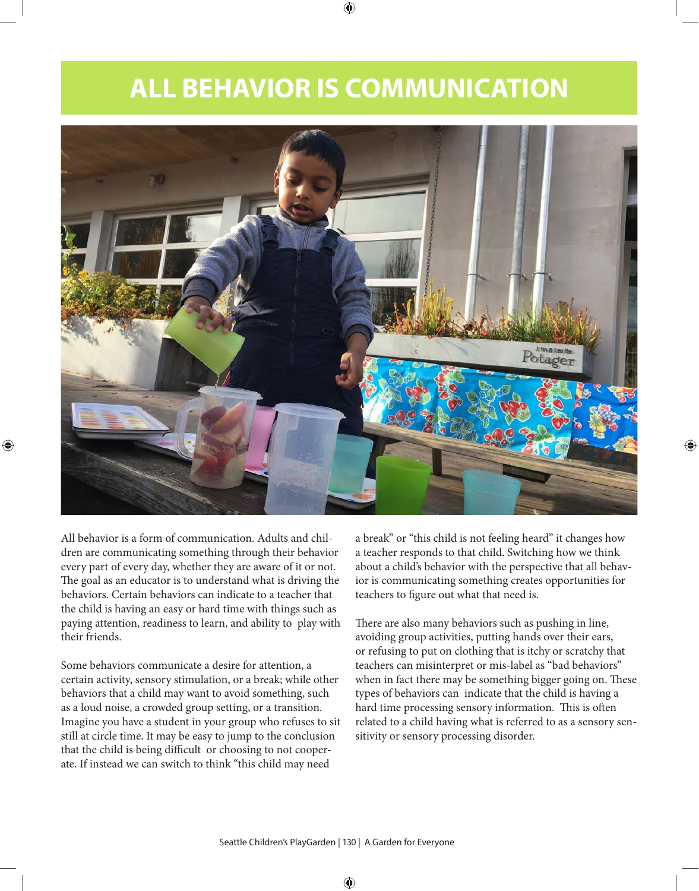# ALL BEHAVIOR IS COMMUNICATION

All behavior is a form of communication. Adults and children are communicating something through their behavior every part of every day, whether they are aware of it or not. The goal as an educator is to understand what is driving the behaviors. Certain behaviors can indicate to a teacher that the child is having an easy or hard time with things such as paying attention, readiness to learn, and ability to play with their friends.

Some behaviors communicate a desire for attention, a certain activity, sensory stimulation, or a break; while other behaviors that a child may want to avoid something, such as a loud noise, a crowded group setting, or a transition. Imagine you have a student in your group who refuses to sit still at circle time. It may be easy to jump to the conclusion that the child is being difficult or choosing to not cooperate. If instead we can switch to think "this child may need a break" or "this child is not feeling heard" it changes how a teacher responds to that child. Switching how we think about a child's behavior with the perspective that all behavior is communicating something creates opportunities for teachers to figure out what that need is.

There are also many behaviors such as pushing in line, avoiding group activities, putting hands over their ears, or refusing to put on clothing that is itchy or scratchy that teachers can misinterpret or mis-label as "bad behaviors" when in fact there may be something bigger going on. These types of behaviors can indicate that the child is having a hard time processing sensory information. This is often related to a child having what is referred to as a sensory sensitivity or sensory processing disorder.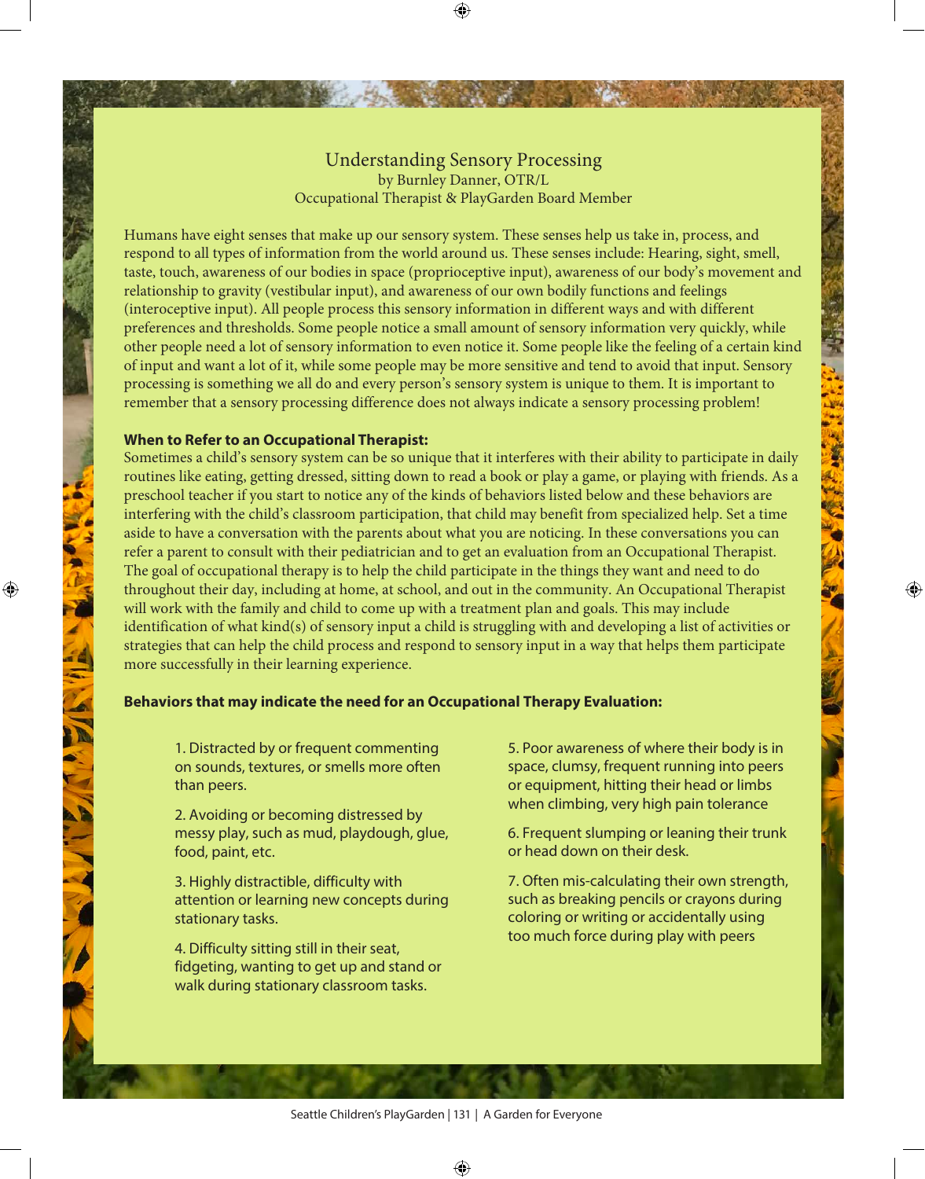# Understanding Sensory Processing

by Burnley Danner, OTR/L
Occupational Therapist & PlayGarden Board Member

Humans have eight senses that make up our sensory system. These senses help us take in, process, and respond to all types of information from the world around us. These senses include: Hearing, sight, smell, taste, touch, awareness of our bodies in space (proprioceptive input), awareness of our body's movement and relationship to gravity (vestibular input), and awareness of our own bodily functions and feelings (interoceptive input). All people process this sensory information in different ways and with different preferences and thresholds. Some people notice a small amount of sensory information very quickly, while other people need a lot of sensory information to even notice it. Some people like the feeling of a certain kind of input and want a lot of it, while some people may be more sensitive and tend to avoid that input. Sensory processing is something we all do and every person's sensory system is unique to them. It is important to remember that a sensory processing difference does not always indicate a sensory processing problem!

**When to Refer to an Occupational Therapist:**

Sometimes a child's sensory system can be so unique that it interferes with their ability to participate in daily routines like eating, getting dressed, sitting down to read a book or play a game, or playing with friends. As a preschool teacher if you start to notice any of the kinds of behaviors listed below and these behaviors are interfering with the child's classroom participation, that child may benefit from specialized help. Set a time aside to have a conversation with the parents about what you are noticing. In these conversations you can refer a parent to consult with their pediatrician and to get an evaluation from an Occupational Therapist. The goal of occupational therapy is to help the child participate in the things they want and need to do throughout their day, including at home, at school, and out in the community. An Occupational Therapist will work with the family and child to come up with a treatment plan and goals. This may include identification of what kind(s) of sensory input a child is struggling with and developing a list of activities or strategies that can help the child process and respond to sensory input in a way that helps them participate more successfully in their learning experience.

**Behaviors that may indicate the need for an Occupational Therapy Evaluation:**

1. Distracted by or frequent commenting on sounds, textures, or smells more often than peers.
2. Avoiding or becoming distressed by messy play, such as mud, playdough, glue, food, paint, etc.
3. Highly distractible, difficulty with attention or learning new concepts during stationary tasks.
4. Difficulty sitting still in their seat, fidgeting, wanting to get up and stand or walk during stationary classroom tasks.
5. Poor awareness of where their body is in space, clumsy, frequent running into peers or equipment, hitting their head or limbs when climbing, very high pain tolerance
6. Frequent slumping or leaning their trunk or head down on their desk.
7. Often mis-calculating their own strength, such as breaking pencils or crayons during coloring or writing or accidentally using too much force during play with peers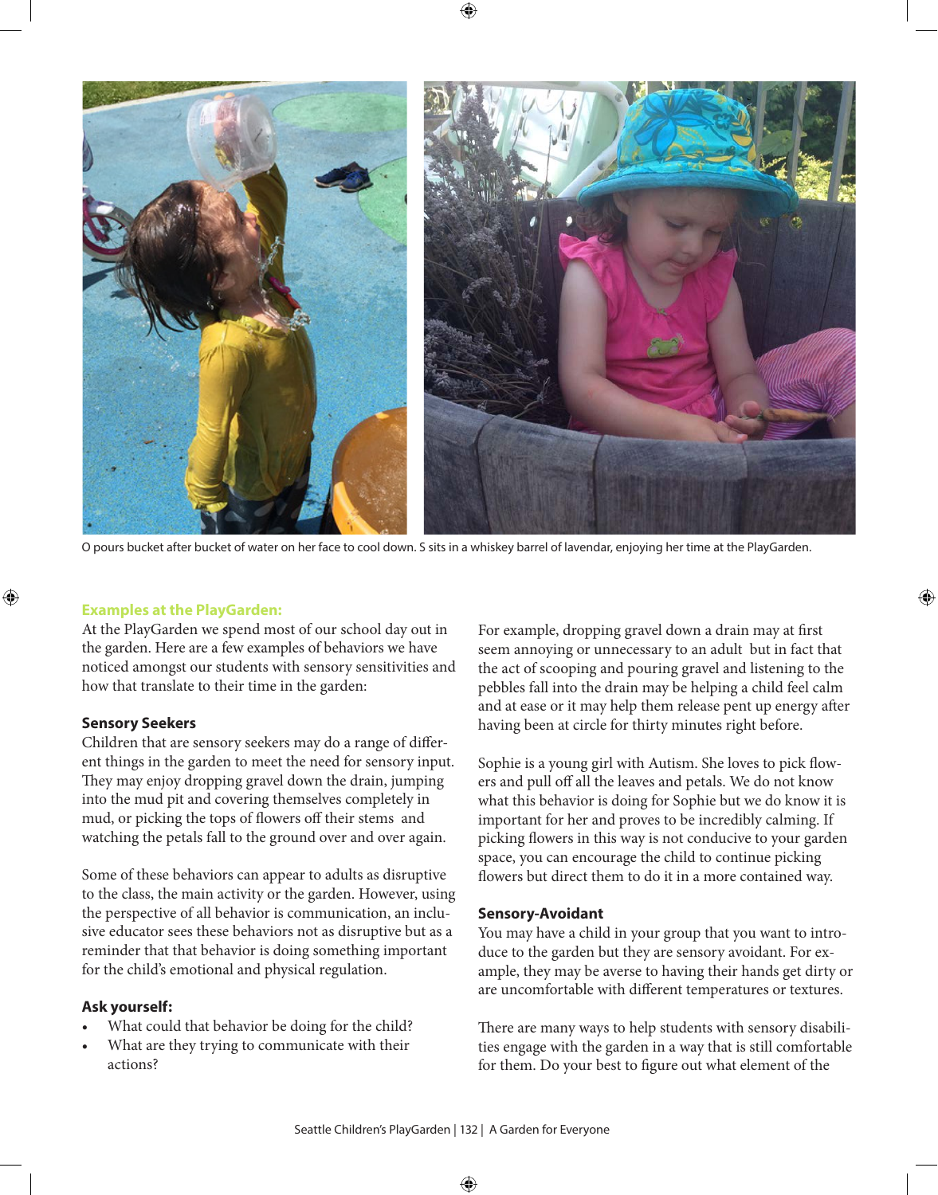O pours bucket after bucket of water on her face to cool down. S sits in a whiskey barrel of lavendar, enjoying her time at the PlayGarden.

### Examples at the PlayGarden:

At the PlayGarden we spend most of our school day out in the garden. Here are a few examples of behaviors we have noticed amongst our students with sensory sensitivities and how that translate to their time in the garden:

**Sensory Seekers**

Children that are sensory seekers may do a range of different things in the garden to meet the need for sensory input. They may enjoy dropping gravel down the drain, jumping into the mud pit and covering themselves completely in mud, or picking the tops of flowers off their stems and watching the petals fall to the ground over and over again.

Some of these behaviors can appear to adults as disruptive to the class, the main activity or the garden. However, using the perspective of all behavior is communication, an inclusive educator sees these behaviors not as disruptive but as a reminder that that behavior is doing something important for the child's emotional and physical regulation.

**Ask yourself:**

- What could that behavior be doing for the child?
- What are they trying to communicate with their actions?

For example, dropping gravel down a drain may at first seem annoying or unnecessary to an adult but in fact that the act of scooping and pouring gravel and listening to the pebbles fall into the drain may be helping a child feel calm and at ease or it may help them release pent up energy after having been at circle for thirty minutes right before.

Sophie is a young girl with Autism. She loves to pick flowers and pull off all the leaves and petals. We do not know what this behavior is doing for Sophie but we do know it is important for her and proves to be incredibly calming. If picking flowers in this way is not conducive to your garden space, you can encourage the child to continue picking flowers but direct them to do it in a more contained way.

**Sensory-Avoidant**

You may have a child in your group that you want to introduce to the garden but they are sensory avoidant. For example, they may be averse to having their hands get dirty or are uncomfortable with different temperatures or textures.

There are many ways to help students with sensory disabilities engage with the garden in a way that is still comfortable for them. Do your best to figure out what element of the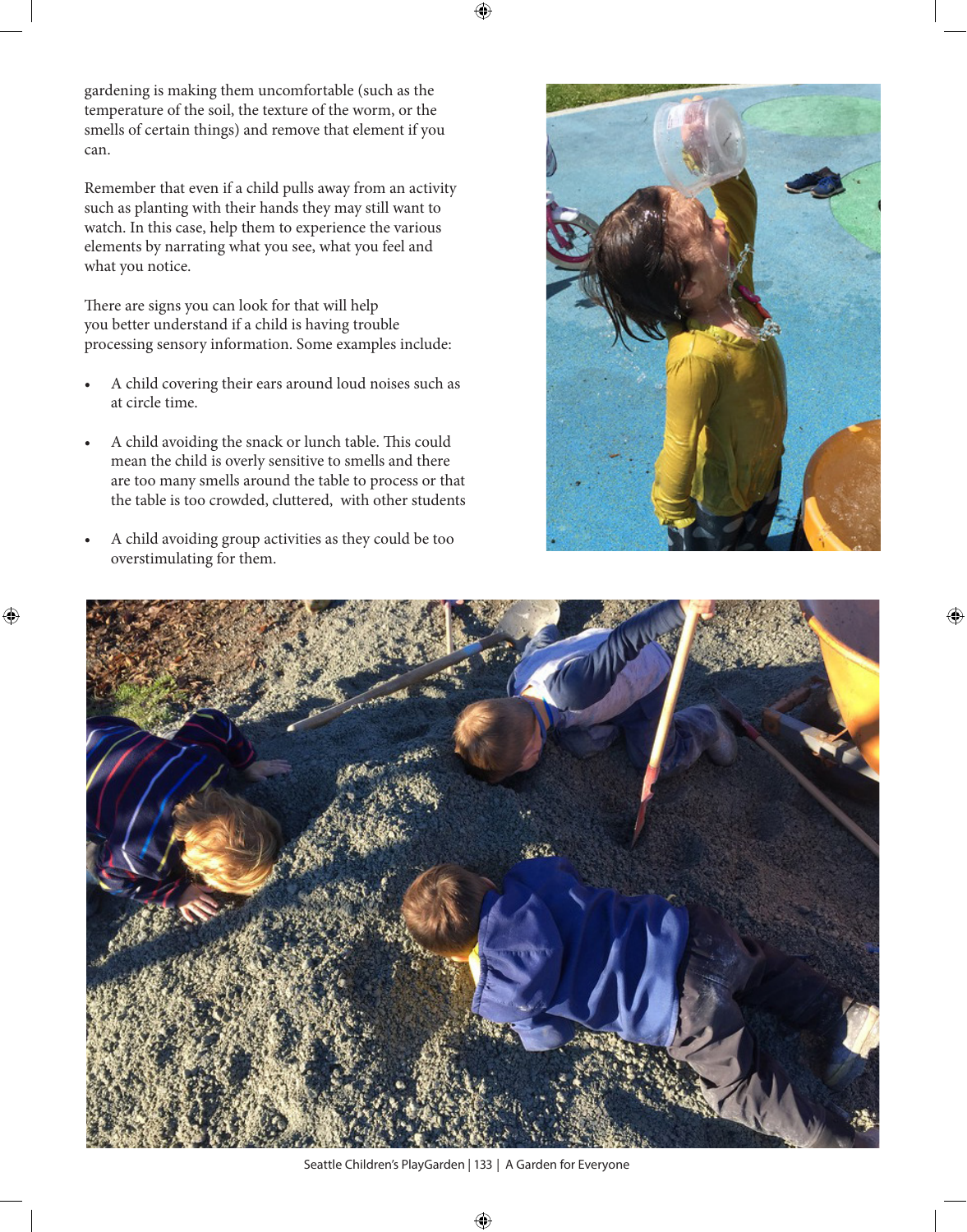gardening is making them uncomfortable (such as the temperature of the soil, the texture of the worm, or the smells of certain things) and remove that element if you can.

Remember that even if a child pulls away from an activity such as planting with their hands they may still want to watch. In this case, help them to experience the various elements by narrating what you see, what you feel and what you notice.

There are signs you can look for that will help you better understand if a child is having trouble processing sensory information. Some examples include:

- A child covering their ears around loud noises such as at circle time.
- A child avoiding the snack or lunch table. This could mean the child is overly sensitive to smells and there are too many smells around the table to process or that the table is too crowded, cluttered, with other students
- A child avoiding group activities as they could be too overstimulating for them.